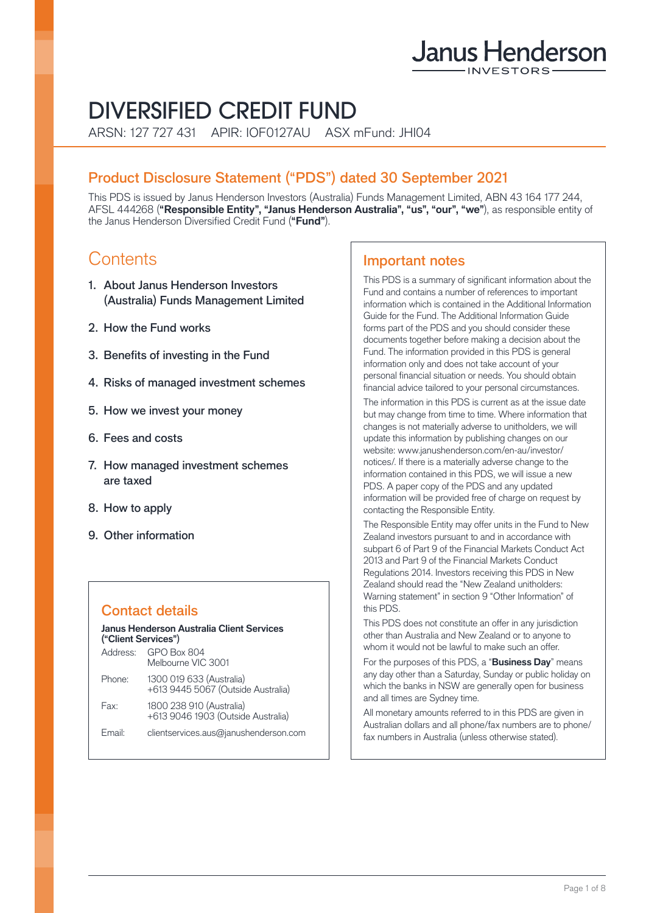Janus Henderson INVESTORS

# DIVERSIFIED CREDIT FUND

ARSN: 127 727 431 APIR: IOF0127AU ASX mFund: JHI04

## Product Disclosure Statement ("PDS") dated 30 September 2021

This PDS is issued by Janus Henderson Investors (Australia) Funds Management Limited, ABN 43 164 177 244, AFSL 444268 (**"Responsible Entity", "Janus Henderson Australia", "us", "our", "we"**), as responsible entity of the Janus Henderson Diversified Credit Fund (**"Fund"**).

## Contents

1. About Janus Henderson Investors (Australia) Funds Management Limited
2. How the Fund works
3. Benefits of investing in the Fund
4. Risks of managed investment schemes
5. How we invest your money
6. Fees and costs
7. How managed investment schemes are taxed
8. How to apply
9. Other information

### Contact details

**Janus Henderson Australia Client Services ("Client Services")**

| | |
|---|---|
| Address: | GPO Box 804<br>Melbourne VIC 3001 |
| Phone: | 1300 019 633 (Australia)<br>+613 9445 5067 (Outside Australia) |
| Fax: | 1800 238 910 (Australia)<br>+613 9046 1903 (Outside Australia) |
| Email: | clientservices.aus@janushenderson.com |

## Important notes

This PDS is a summary of significant information about the Fund and contains a number of references to important information which is contained in the Additional Information Guide for the Fund. The Additional Information Guide forms part of the PDS and you should consider these documents together before making a decision about the Fund. The information provided in this PDS is general information only and does not take account of your personal financial situation or needs. You should obtain financial advice tailored to your personal circumstances.

The information in this PDS is current as at the issue date but may change from time to time. Where information that changes is not materially adverse to unitholders, we will update this information by publishing changes on our website: www.janushenderson.com/en-au/investor/notices/. If there is a materially adverse change to the information contained in this PDS, we will issue a new PDS. A paper copy of the PDS and any updated information will be provided free of charge on request by contacting the Responsible Entity.

The Responsible Entity may offer units in the Fund to New Zealand investors pursuant to and in accordance with subpart 6 of Part 9 of the Financial Markets Conduct Act 2013 and Part 9 of the Financial Markets Conduct Regulations 2014. Investors receiving this PDS in New Zealand should read the "New Zealand unitholders: Warning statement" in section 9 "Other Information" of this PDS.

This PDS does not constitute an offer in any jurisdiction other than Australia and New Zealand or to anyone to whom it would not be lawful to make such an offer.

For the purposes of this PDS, a "**Business Day**" means any day other than a Saturday, Sunday or public holiday on which the banks in NSW are generally open for business and all times are Sydney time.

All monetary amounts referred to in this PDS are given in Australian dollars and all phone/fax numbers are to phone/fax numbers in Australia (unless otherwise stated).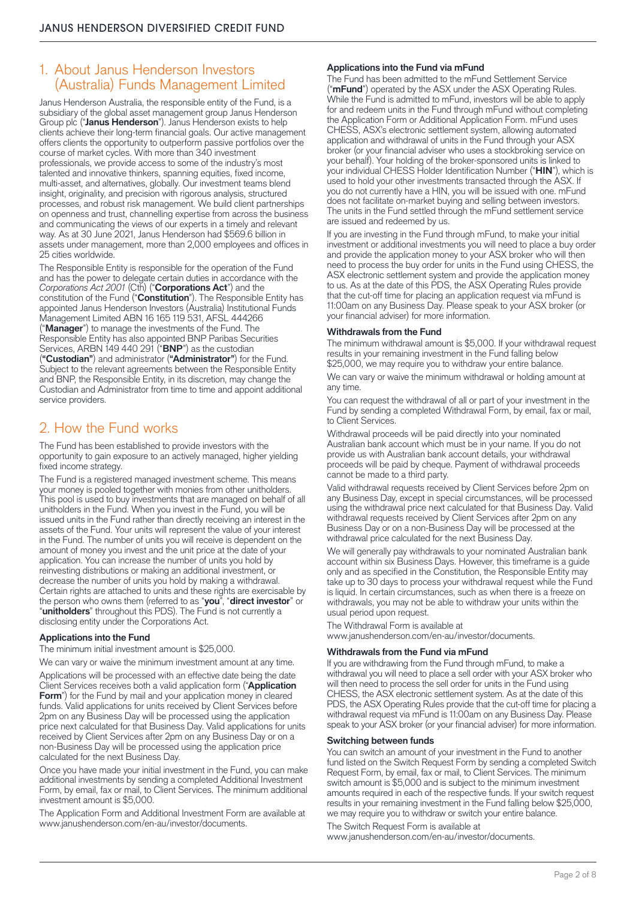## 1. About Janus Henderson Investors (Australia) Funds Management Limited

Janus Henderson Australia, the responsible entity of the Fund, is a subsidiary of the global asset management group Janus Henderson Group plc ("**Janus Henderson**"). Janus Henderson exists to help clients achieve their long-term financial goals. Our active management offers clients the opportunity to outperform passive portfolios over the course of market cycles. With more than 340 investment professionals, we provide access to some of the industry's most talented and innovative thinkers, spanning equities, fixed income, multi-asset, and alternatives, globally. Our investment teams blend insight, originality, and precision with rigorous analysis, structured processes, and robust risk management. We build client partnerships on openness and trust, channelling expertise from across the business and communicating the views of our experts in a timely and relevant way. As at 30 June 2021, Janus Henderson had $569.6 billion in assets under management, more than 2,000 employees and offices in 25 cities worldwide.

The Responsible Entity is responsible for the operation of the Fund and has the power to delegate certain duties in accordance with the *Corporations Act 2001* (Cth) ("**Corporations Act**") and the constitution of the Fund ("**Constitution**"). The Responsible Entity has appointed Janus Henderson Investors (Australia) Institutional Funds Management Limited ABN 16 165 119 531, AFSL 444266 ("**Manager**") to manage the investments of the Fund. The Responsible Entity has also appointed BNP Paribas Securities Services, ARBN 149 440 291 ("**BNP**") as the custodian (**"Custodian"**) and administrator (**"Administrator"**) for the Fund. Subject to the relevant agreements between the Responsible Entity and BNP, the Responsible Entity, in its discretion, may change the Custodian and Administrator from time to time and appoint additional service providers.

## 2. How the Fund works

The Fund has been established to provide investors with the opportunity to gain exposure to an actively managed, higher yielding fixed income strategy.

The Fund is a registered managed investment scheme. This means your money is pooled together with monies from other unitholders. This pool is used to buy investments that are managed on behalf of all unitholders in the Fund. When you invest in the Fund, you will be issued units in the Fund rather than directly receiving an interest in the assets of the Fund. Your units will represent the value of your interest in the Fund. The number of units you will receive is dependent on the amount of money you invest and the unit price at the date of your application. You can increase the number of units you hold by reinvesting distributions or making an additional investment, or decrease the number of units you hold by making a withdrawal. Certain rights are attached to units and these rights are exercisable by the person who owns them (referred to as "**you**", "**direct investor**" or "**unitholders**" throughout this PDS). The Fund is not currently a disclosing entity under the Corporations Act.

### Applications into the Fund

The minimum initial investment amount is $25,000.

We can vary or waive the minimum investment amount at any time.

Applications will be processed with an effective date being the date Client Services receives both a valid application form ("**Application Form**") for the Fund by mail and your application money in cleared funds. Valid applications for units received by Client Services before 2pm on any Business Day will be processed using the application price next calculated for that Business Day. Valid applications for units received by Client Services after 2pm on any Business Day or on a non-Business Day will be processed using the application price calculated for the next Business Day.

Once you have made your initial investment in the Fund, you can make additional investments by sending a completed Additional Investment Form, by email, fax or mail, to Client Services. The minimum additional investment amount is $5,000.

The Application Form and Additional Investment Form are available at www.janushenderson.com/en-au/investor/documents.

### Applications into the Fund via mFund

The Fund has been admitted to the mFund Settlement Service ("**mFund**") operated by the ASX under the ASX Operating Rules. While the Fund is admitted to mFund, investors will be able to apply for and redeem units in the Fund through mFund without completing the Application Form or Additional Application Form. mFund uses CHESS, ASX's electronic settlement system, allowing automated application and withdrawal of units in the Fund through your ASX broker (or your financial adviser who uses a stockbroking service on your behalf). Your holding of the broker-sponsored units is linked to your individual CHESS Holder Identification Number ("**HIN**"), which is used to hold your other investments transacted through the ASX. If you do not currently have a HIN, you will be issued with one. mFund does not facilitate on-market buying and selling between investors. The units in the Fund settled through the mFund settlement service are issued and redeemed by us.

If you are investing in the Fund through mFund, to make your initial investment or additional investments you will need to place a buy order and provide the application money to your ASX broker who will then need to process the buy order for units in the Fund using CHESS, the ASX electronic settlement system and provide the application money to us. As at the date of this PDS, the ASX Operating Rules provide that the cut-off time for placing an application request via mFund is 11:00am on any Business Day. Please speak to your ASX broker (or your financial adviser) for more information.

### Withdrawals from the Fund

The minimum withdrawal amount is $5,000. If your withdrawal request results in your remaining investment in the Fund falling below $25,000, we may require you to withdraw your entire balance.

We can vary or waive the minimum withdrawal or holding amount at any time.

You can request the withdrawal of all or part of your investment in the Fund by sending a completed Withdrawal Form, by email, fax or mail, to Client Services.

Withdrawal proceeds will be paid directly into your nominated Australian bank account which must be in your name. If you do not provide us with Australian bank account details, your withdrawal proceeds will be paid by cheque. Payment of withdrawal proceeds cannot be made to a third party.

Valid withdrawal requests received by Client Services before 2pm on any Business Day, except in special circumstances, will be processed using the withdrawal price next calculated for that Business Day. Valid withdrawal requests received by Client Services after 2pm on any Business Day or on a non-Business Day will be processed at the withdrawal price calculated for the next Business Day.

We will generally pay withdrawals to your nominated Australian bank account within six Business Days. However, this timeframe is a guide only and as specified in the Constitution, the Responsible Entity may take up to 30 days to process your withdrawal request while the Fund is liquid. In certain circumstances, such as when there is a freeze on withdrawals, you may not be able to withdraw your units within the usual period upon request.

The Withdrawal Form is available at www.janushenderson.com/en-au/investor/documents.

### Withdrawals from the Fund via mFund

If you are withdrawing from the Fund through mFund, to make a withdrawal you will need to place a sell order with your ASX broker who will then need to process the sell order for units in the Fund using CHESS, the ASX electronic settlement system. As at the date of this PDS, the ASX Operating Rules provide that the cut-off time for placing a withdrawal request via mFund is 11:00am on any Business Day. Please speak to your ASX broker (or your financial adviser) for more information.

### Switching between funds

You can switch an amount of your investment in the Fund to another fund listed on the Switch Request Form by sending a completed Switch Request Form, by email, fax or mail, to Client Services. The minimum switch amount is $5,000 and is subject to the minimum investment amounts required in each of the respective funds. If your switch request results in your remaining investment in the Fund falling below $25,000, we may require you to withdraw or switch your entire balance.

The Switch Request Form is available at www.janushenderson.com/en-au/investor/documents.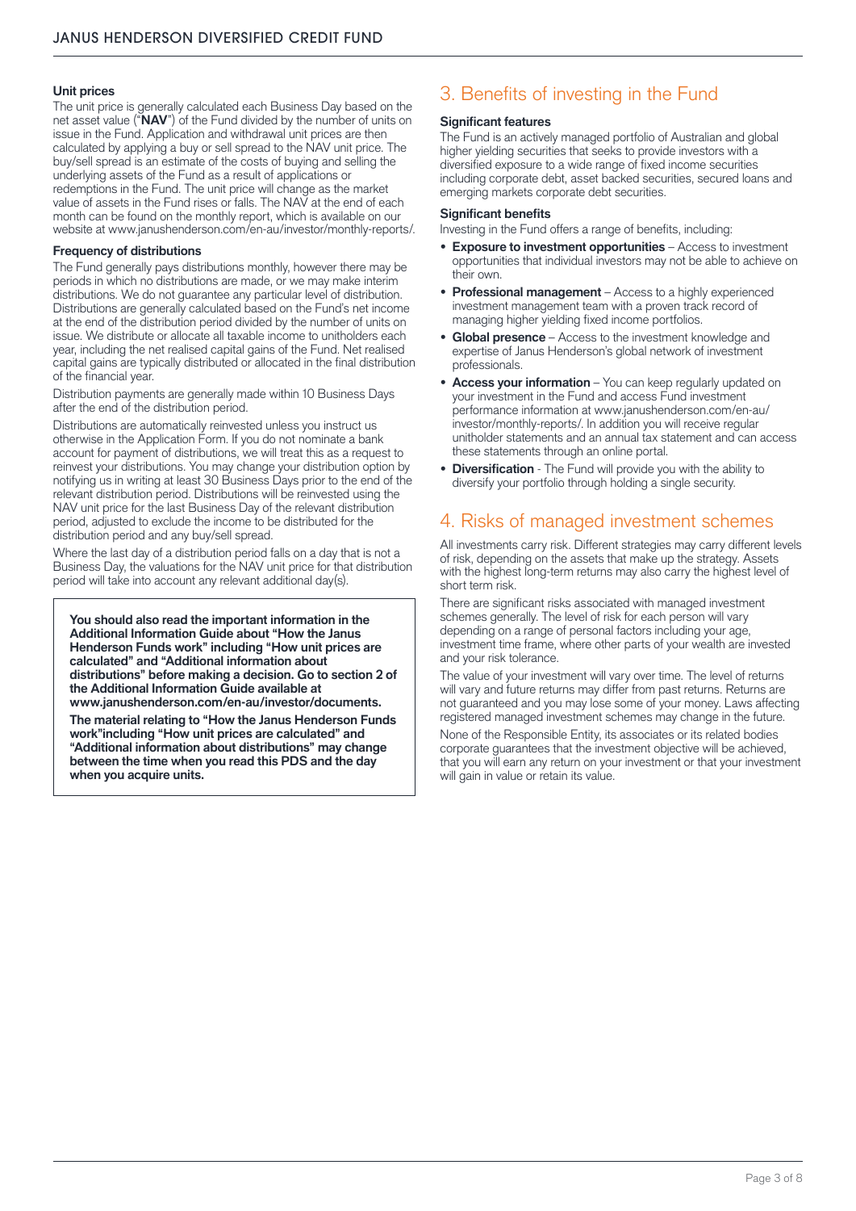### Unit prices

The unit price is generally calculated each Business Day based on the net asset value ("**NAV**") of the Fund divided by the number of units on issue in the Fund. Application and withdrawal unit prices are then calculated by applying a buy or sell spread to the NAV unit price. The buy/sell spread is an estimate of the costs of buying and selling the underlying assets of the Fund as a result of applications or redemptions in the Fund. The unit price will change as the market value of assets in the Fund rises or falls. The NAV at the end of each month can be found on the monthly report, which is available on our website at www.janushenderson.com/en-au/investor/monthly-reports/.

### Frequency of distributions

The Fund generally pays distributions monthly, however there may be periods in which no distributions are made, or we may make interim distributions. We do not guarantee any particular level of distribution. Distributions are generally calculated based on the Fund's net income at the end of the distribution period divided by the number of units on issue. We distribute or allocate all taxable income to unitholders each year, including the net realised capital gains of the Fund. Net realised capital gains are typically distributed or allocated in the final distribution of the financial year.

Distribution payments are generally made within 10 Business Days after the end of the distribution period.

Distributions are automatically reinvested unless you instruct us otherwise in the Application Form. If you do not nominate a bank account for payment of distributions, we will treat this as a request to reinvest your distributions. You may change your distribution option by notifying us in writing at least 30 Business Days prior to the end of the relevant distribution period. Distributions will be reinvested using the NAV unit price for the last Business Day of the relevant distribution period, adjusted to exclude the income to be distributed for the distribution period and any buy/sell spread.

Where the last day of a distribution period falls on a day that is not a Business Day, the valuations for the NAV unit price for that distribution period will take into account any relevant additional day(s).

**You should also read the important information in the Additional Information Guide about "How the Janus Henderson Funds work" including "How unit prices are calculated" and "Additional information about distributions" before making a decision. Go to section 2 of the Additional Information Guide available at www.janushenderson.com/en-au/investor/documents.**

**The material relating to "How the Janus Henderson Funds work"including "How unit prices are calculated" and "Additional information about distributions" may change between the time when you read this PDS and the day when you acquire units.**

## 3. Benefits of investing in the Fund

### Significant features

The Fund is an actively managed portfolio of Australian and global higher yielding securities that seeks to provide investors with a diversified exposure to a wide range of fixed income securities including corporate debt, asset backed securities, secured loans and emerging markets corporate debt securities.

### Significant benefits

Investing in the Fund offers a range of benefits, including:

- **Exposure to investment opportunities** – Access to investment opportunities that individual investors may not be able to achieve on their own.
- **Professional management** – Access to a highly experienced investment management team with a proven track record of managing higher yielding fixed income portfolios.
- **Global presence** – Access to the investment knowledge and expertise of Janus Henderson's global network of investment professionals.
- **Access your information** – You can keep regularly updated on your investment in the Fund and access Fund investment performance information at www.janushenderson.com/en-au/investor/monthly-reports/. In addition you will receive regular unitholder statements and an annual tax statement and can access these statements through an online portal.
- **Diversification** - The Fund will provide you with the ability to diversify your portfolio through holding a single security.

## 4. Risks of managed investment schemes

All investments carry risk. Different strategies may carry different levels of risk, depending on the assets that make up the strategy. Assets with the highest long-term returns may also carry the highest level of short term risk.

There are significant risks associated with managed investment schemes generally. The level of risk for each person will vary depending on a range of personal factors including your age, investment time frame, where other parts of your wealth are invested and your risk tolerance.

The value of your investment will vary over time. The level of returns will vary and future returns may differ from past returns. Returns are not guaranteed and you may lose some of your money. Laws affecting registered managed investment schemes may change in the future.

None of the Responsible Entity, its associates or its related bodies corporate guarantees that the investment objective will be achieved, that you will earn any return on your investment or that your investment will gain in value or retain its value.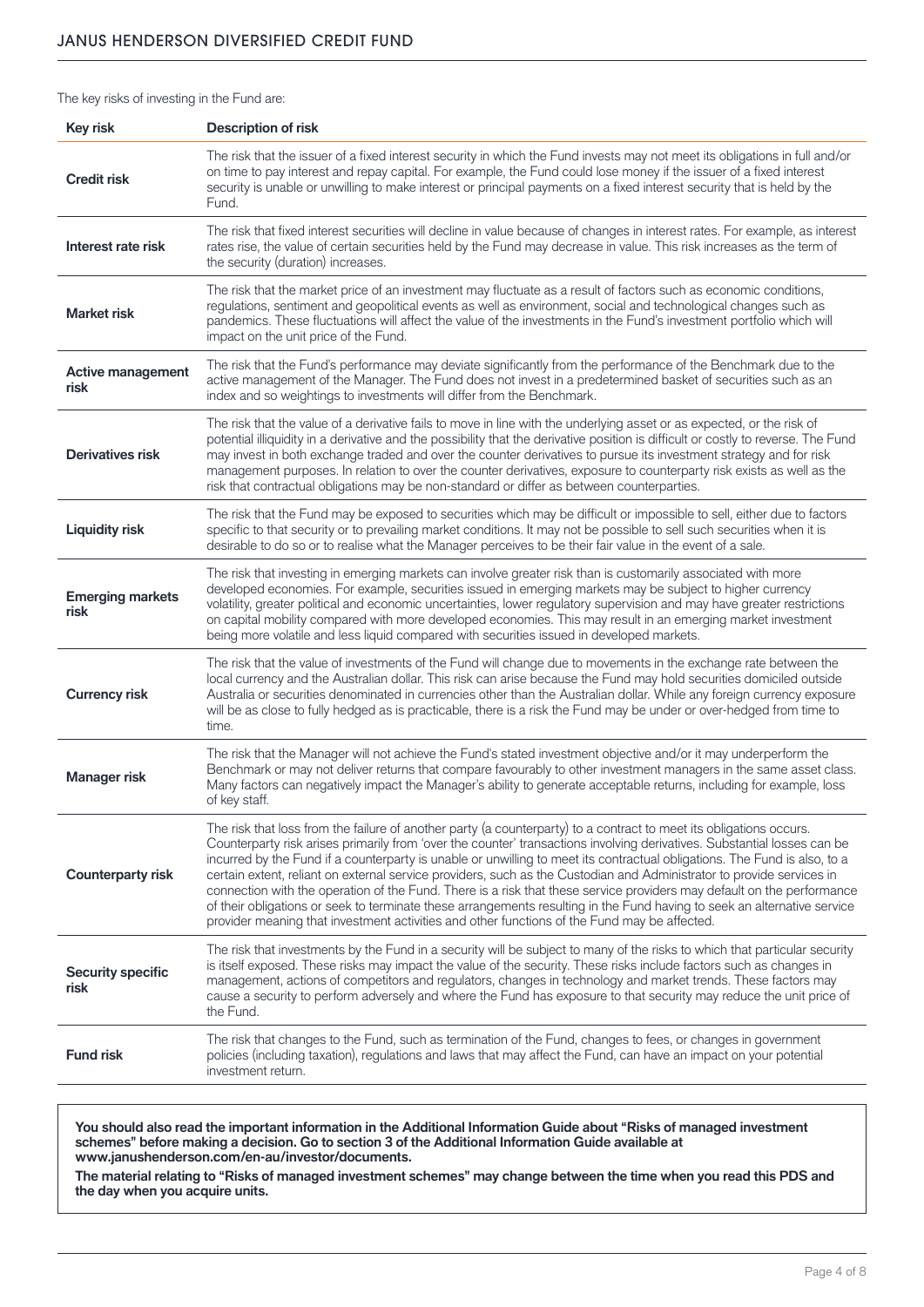The key risks of investing in the Fund are:

| Key risk | Description of risk |
| --- | --- |
| **Credit risk** | The risk that the issuer of a fixed interest security in which the Fund invests may not meet its obligations in full and/or on time to pay interest and repay capital. For example, the Fund could lose money if the issuer of a fixed interest security is unable or unwilling to make interest or principal payments on a fixed interest security that is held by the Fund. |
| **Interest rate risk** | The risk that fixed interest securities will decline in value because of changes in interest rates. For example, as interest rates rise, the value of certain securities held by the Fund may decrease in value. This risk increases as the term of the security (duration) increases. |
| **Market risk** | The risk that the market price of an investment may fluctuate as a result of factors such as economic conditions, regulations, sentiment and geopolitical events as well as environment, social and technological changes such as pandemics. These fluctuations will affect the value of the investments in the Fund's investment portfolio which will impact on the unit price of the Fund. |
| **Active management risk** | The risk that the Fund's performance may deviate significantly from the performance of the Benchmark due to the active management of the Manager. The Fund does not invest in a predetermined basket of securities such as an index and so weightings to investments will differ from the Benchmark. |
| **Derivatives risk** | The risk that the value of a derivative fails to move in line with the underlying asset or as expected, or the risk of potential illiquidity in a derivative and the possibility that the derivative position is difficult or costly to reverse. The Fund may invest in both exchange traded and over the counter derivatives to pursue its investment strategy and for risk management purposes. In relation to over the counter derivatives, exposure to counterparty risk exists as well as the risk that contractual obligations may be non-standard or differ as between counterparties. |
| **Liquidity risk** | The risk that the Fund may be exposed to securities which may be difficult or impossible to sell, either due to factors specific to that security or to prevailing market conditions. It may not be possible to sell such securities when it is desirable to do so or to realise what the Manager perceives to be their fair value in the event of a sale. |
| **Emerging markets risk** | The risk that investing in emerging markets can involve greater risk than is customarily associated with more developed economies. For example, securities issued in emerging markets may be subject to higher currency volatility, greater political and economic uncertainties, lower regulatory supervision and may have greater restrictions on capital mobility compared with more developed economies. This may result in an emerging market investment being more volatile and less liquid compared with securities issued in developed markets. |
| **Currency risk** | The risk that the value of investments of the Fund will change due to movements in the exchange rate between the local currency and the Australian dollar. This risk can arise because the Fund may hold securities domiciled outside Australia or securities denominated in currencies other than the Australian dollar. While any foreign currency exposure will be as close to fully hedged as is practicable, there is a risk the Fund may be under or over-hedged from time to time. |
| **Manager risk** | The risk that the Manager will not achieve the Fund's stated investment objective and/or it may underperform the Benchmark or may not deliver returns that compare favourably to other investment managers in the same asset class. Many factors can negatively impact the Manager's ability to generate acceptable returns, including for example, loss of key staff. |
| **Counterparty risk** | The risk that loss from the failure of another party (a counterparty) to a contract to meet its obligations occurs. Counterparty risk arises primarily from 'over the counter' transactions involving derivatives. Substantial losses can be incurred by the Fund if a counterparty is unable or unwilling to meet its contractual obligations. The Fund is also, to a certain extent, reliant on external service providers, such as the Custodian and Administrator to provide services in connection with the operation of the Fund. There is a risk that these service providers may default on the performance of their obligations or seek to terminate these arrangements resulting in the Fund having to seek an alternative service provider meaning that investment activities and other functions of the Fund may be affected. |
| **Security specific risk** | The risk that investments by the Fund in a security will be subject to many of the risks to which that particular security is itself exposed. These risks may impact the value of the security. These risks include factors such as changes in management, actions of competitors and regulators, changes in technology and market trends. These factors may cause a security to perform adversely and where the Fund has exposure to that security may reduce the unit price of the Fund. |
| **Fund risk** | The risk that changes to the Fund, such as termination of the Fund, changes to fees, or changes in government policies (including taxation), regulations and laws that may affect the Fund, can have an impact on your potential investment return. |

**You should also read the important information in the Additional Information Guide about "Risks of managed investment schemes" before making a decision. Go to section 3 of the Additional Information Guide available at www.janushenderson.com/en-au/investor/documents.**

**The material relating to "Risks of managed investment schemes" may change between the time when you read this PDS and the day when you acquire units.**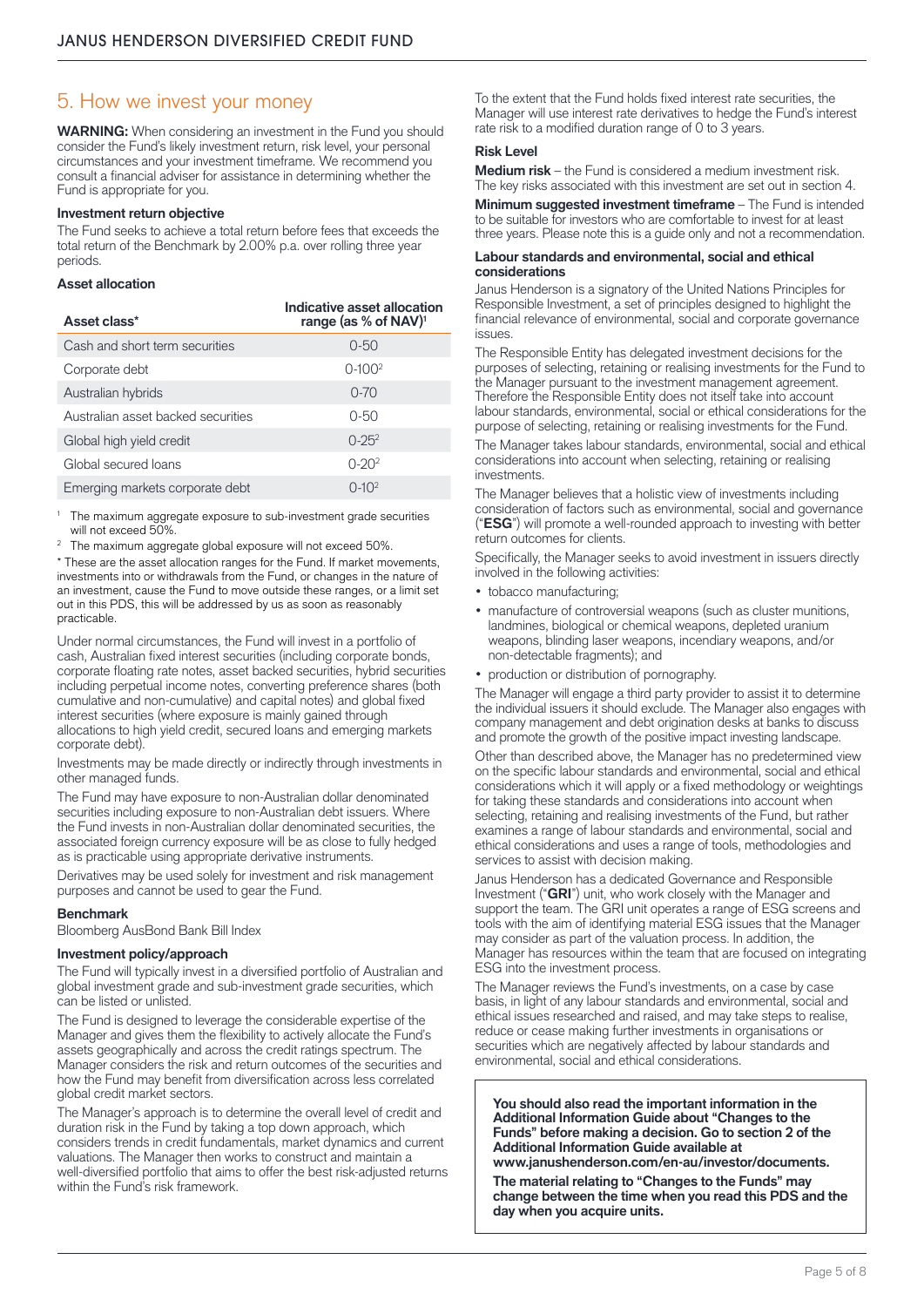## 5. How we invest your money

**WARNING:** When considering an investment in the Fund you should consider the Fund's likely investment return, risk level, your personal circumstances and your investment timeframe. We recommend you consult a financial adviser for assistance in determining whether the Fund is appropriate for you.

### Investment return objective

The Fund seeks to achieve a total return before fees that exceeds the total return of the Benchmark by 2.00% p.a. over rolling three year periods.

### Asset allocation

| Asset class* | Indicative asset allocation range (as % of NAV)[1] |
|---|---|
| Cash and short term securities | 0-50 |
| Corporate debt | 0-100[2] |
| Australian hybrids | 0-70 |
| Australian asset backed securities | 0-50 |
| Global high yield credit | 0-25[2] |
| Global secured loans | 0-20[2] |
| Emerging markets corporate debt | 0-10[2] |

[1] The maximum aggregate exposure to sub-investment grade securities will not exceed 50%.

[2] The maximum aggregate global exposure will not exceed 50%.

* These are the asset allocation ranges for the Fund. If market movements, investments into or withdrawals from the Fund, or changes in the nature of an investment, cause the Fund to move outside these ranges, or a limit set out in this PDS, this will be addressed by us as soon as reasonably practicable.

Under normal circumstances, the Fund will invest in a portfolio of cash, Australian fixed interest securities (including corporate bonds, corporate floating rate notes, asset backed securities, hybrid securities including perpetual income notes, converting preference shares (both cumulative and non-cumulative) and capital notes) and global fixed interest securities (where exposure is mainly gained through allocations to high yield credit, secured loans and emerging markets corporate debt).

Investments may be made directly or indirectly through investments in other managed funds.

The Fund may have exposure to non-Australian dollar denominated securities including exposure to non-Australian debt issuers. Where the Fund invests in non-Australian dollar denominated securities, the associated foreign currency exposure will be as close to fully hedged as is practicable using appropriate derivative instruments.

Derivatives may be used solely for investment and risk management purposes and cannot be used to gear the Fund.

### Benchmark

Bloomberg AusBond Bank Bill Index

### Investment policy/approach

The Fund will typically invest in a diversified portfolio of Australian and global investment grade and sub-investment grade securities, which can be listed or unlisted.

The Fund is designed to leverage the considerable expertise of the Manager and gives them the flexibility to actively allocate the Fund's assets geographically and across the credit ratings spectrum. The Manager considers the risk and return outcomes of the securities and how the Fund may benefit from diversification across less correlated global credit market sectors.

The Manager's approach is to determine the overall level of credit and duration risk in the Fund by taking a top down approach, which considers trends in credit fundamentals, market dynamics and current valuations. The Manager then works to construct and maintain a well-diversified portfolio that aims to offer the best risk-adjusted returns within the Fund's risk framework.

To the extent that the Fund holds fixed interest rate securities, the Manager will use interest rate derivatives to hedge the Fund's interest rate risk to a modified duration range of 0 to 3 years.

### Risk Level

**Medium risk** – the Fund is considered a medium investment risk. The key risks associated with this investment are set out in section 4.

**Minimum suggested investment timeframe** – The Fund is intended to be suitable for investors who are comfortable to invest for at least three years. Please note this is a guide only and not a recommendation.

### Labour standards and environmental, social and ethical considerations

Janus Henderson is a signatory of the United Nations Principles for Responsible Investment, a set of principles designed to highlight the financial relevance of environmental, social and corporate governance issues.

The Responsible Entity has delegated investment decisions for the purposes of selecting, retaining or realising investments for the Fund to the Manager pursuant to the investment management agreement. Therefore the Responsible Entity does not itself take into account labour standards, environmental, social or ethical considerations for the purpose of selecting, retaining or realising investments for the Fund.

The Manager takes labour standards, environmental, social and ethical considerations into account when selecting, retaining or realising investments.

The Manager believes that a holistic view of investments including consideration of factors such as environmental, social and governance ("**ESG**") will promote a well-rounded approach to investing with better return outcomes for clients.

Specifically, the Manager seeks to avoid investment in issuers directly involved in the following activities:

- tobacco manufacturing;
- manufacture of controversial weapons (such as cluster munitions, landmines, biological or chemical weapons, depleted uranium weapons, blinding laser weapons, incendiary weapons, and/or non-detectable fragments); and
- production or distribution of pornography.

The Manager will engage a third party provider to assist it to determine the individual issuers it should exclude. The Manager also engages with company management and debt origination desks at banks to discuss and promote the growth of the positive impact investing landscape.

Other than described above, the Manager has no predetermined view on the specific labour standards and environmental, social and ethical considerations which it will apply or a fixed methodology or weightings for taking these standards and considerations into account when selecting, retaining and realising investments of the Fund, but rather examines a range of labour standards and environmental, social and ethical considerations and uses a range of tools, methodologies and services to assist with decision making.

Janus Henderson has a dedicated Governance and Responsible Investment ("**GRI**") unit, who work closely with the Manager and support the team. The GRI unit operates a range of ESG screens and tools with the aim of identifying material ESG issues that the Manager may consider as part of the valuation process. In addition, the Manager has resources within the team that are focused on integrating ESG into the investment process.

The Manager reviews the Fund's investments, on a case by case basis, in light of any labour standards and environmental, social and ethical issues researched and raised, and may take steps to realise, reduce or cease making further investments in organisations or securities which are negatively affected by labour standards and environmental, social and ethical considerations.

**You should also read the important information in the Additional Information Guide about "Changes to the Funds" before making a decision. Go to section 2 of the Additional Information Guide available at www.janushenderson.com/en-au/investor/documents.**

**The material relating to "Changes to the Funds" may change between the time when you read this PDS and the day when you acquire units.**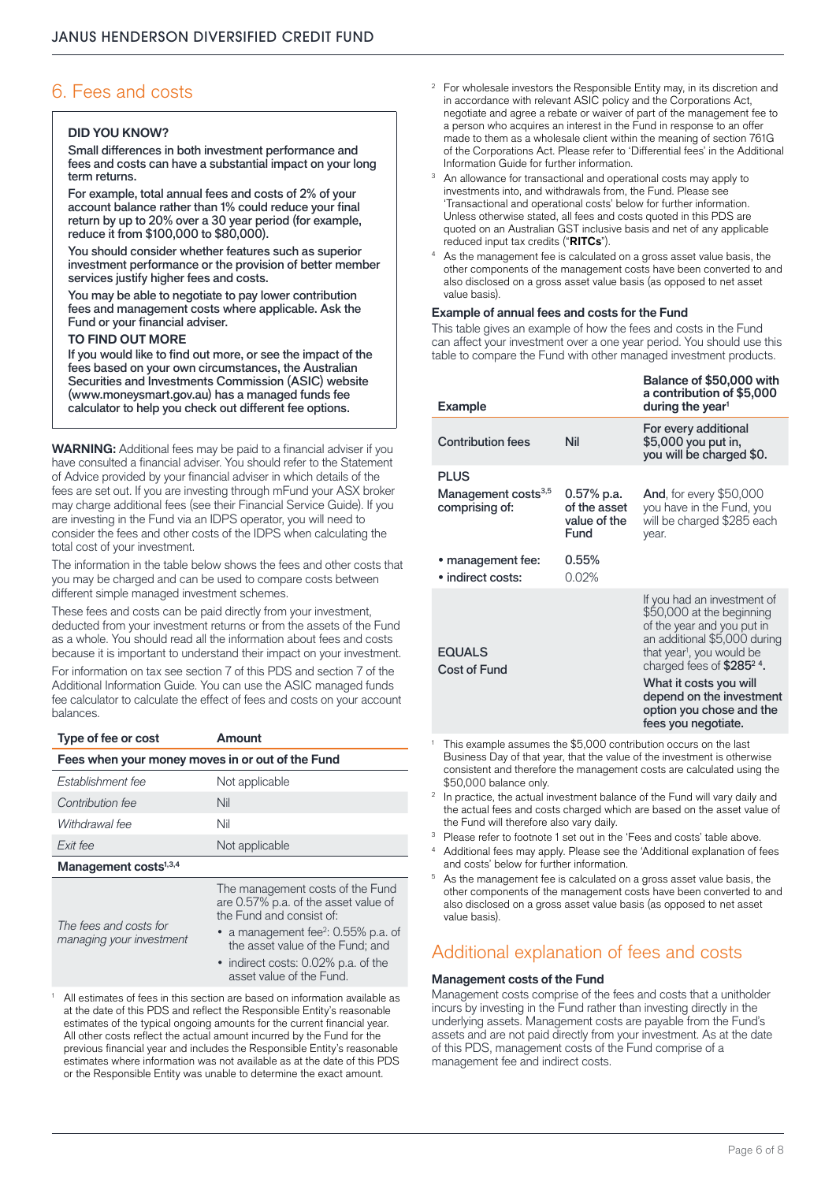## 6. Fees and costs

> **DID YOU KNOW?**
>
> **Small differences in both investment performance and fees and costs can have a substantial impact on your long term returns.**
>
> **For example, total annual fees and costs of 2% of your account balance rather than 1% could reduce your final return by up to 20% over a 30 year period (for example, reduce it from $100,000 to $80,000).**
>
> **You should consider whether features such as superior investment performance or the provision of better member services justify higher fees and costs.**
>
> **You may be able to negotiate to pay lower contribution fees and management costs where applicable. Ask the Fund or your financial adviser.**
>
> **TO FIND OUT MORE**
>
> **If you would like to find out more, or see the impact of the fees based on your own circumstances, the Australian Securities and Investments Commission (ASIC) website (www.moneysmart.gov.au) has a managed funds fee calculator to help you check out different fee options.**

**WARNING:** Additional fees may be paid to a financial adviser if you have consulted a financial adviser. You should refer to the Statement of Advice provided by your financial adviser in which details of the fees are set out. If you are investing through mFund your ASX broker may charge additional fees (see their Financial Service Guide). If you are investing in the Fund via an IDPS operator, you will need to consider the fees and other costs of the IDPS when calculating the total cost of your investment.

The information in the table below shows the fees and other costs that you may be charged and can be used to compare costs between different simple managed investment schemes.

These fees and costs can be paid directly from your investment, deducted from your investment returns or from the assets of the Fund as a whole. You should read all the information about fees and costs because it is important to understand their impact on your investment.

For information on tax see section 7 of this PDS and section 7 of the Additional Information Guide. You can use the ASIC managed funds fee calculator to calculate the effect of fees and costs on your account balances.

| Type of fee or cost | Amount |
|---|---|
| **Fees when your money moves in or out of the Fund** | |
| *Establishment fee* | Not applicable |
| *Contribution fee* | Nil |
| *Withdrawal fee* | Nil |
| *Exit fee* | Not applicable |
| **Management costs[1,3,4]** | |
| *The fees and costs for managing your investment* | The management costs of the Fund are 0.57% p.a. of the asset value of the Fund and consist of:<br>• a management fee[2]: 0.55% p.a. of the asset value of the Fund; and<br>• indirect costs: 0.02% p.a. of the asset value of the Fund. |

[1] All estimates of fees in this section are based on information available as at the date of this PDS and reflect the Responsible Entity's reasonable estimates of the typical ongoing amounts for the current financial year. All other costs reflect the actual amount incurred by the Fund for the previous financial year and includes the Responsible Entity's reasonable estimates where information was not available as at the date of this PDS or the Responsible Entity was unable to determine the exact amount.

[2] For wholesale investors the Responsible Entity may, in its discretion and in accordance with relevant ASIC policy and the Corporations Act, negotiate and agree a rebate or waiver of part of the management fee to a person who acquires an interest in the Fund in response to an offer made to them as a wholesale client within the meaning of section 761G of the Corporations Act. Please refer to 'Differential fees' in the Additional Information Guide for further information.

[3] An allowance for transactional and operational costs may apply to investments into, and withdrawals from, the Fund. Please see 'Transactional and operational costs' below for further information. Unless otherwise stated, all fees and costs quoted in this PDS are quoted on an Australian GST inclusive basis and net of any applicable reduced input tax credits ("**RITCs**").

[4] As the management fee is calculated on a gross asset value basis, the other components of the management costs have been converted to and also disclosed on a gross asset value basis (as opposed to net asset value basis).

### Example of annual fees and costs for the Fund

This table gives an example of how the fees and costs in the Fund can affect your investment over a one year period. You should use this table to compare the Fund with other managed investment products.

| Example | | Balance of $50,000 with a contribution of $5,000 during the year[1] |
|---|---|---|
| Contribution fees | Nil | For every additional $5,000 you put in, you will be charged $0. |
| **PLUS**<br>Management costs[3,5] comprising of: | 0.57% p.a. of the asset value of the Fund | **And**, for every $50,000 you have in the Fund, you will be charged $285 each year. |
| • management fee:<br>• indirect costs: | 0.55%<br>0.02% | |
| **EQUALS**<br>Cost of Fund | | If you had an investment of $50,000 at the beginning of the year and you put in an additional $5,000 during that year[1], you would be charged fees of **$285[2 4]**.<br>**What it costs you will depend on the investment option you chose and the fees you negotiate.** |

[1] This example assumes the $5,000 contribution occurs on the last Business Day of that year, that the value of the investment is otherwise consistent and therefore the management costs are calculated using the $50,000 balance only.

[2] In practice, the actual investment balance of the Fund will vary daily and the actual fees and costs charged which are based on the asset value of the Fund will therefore also vary daily.

[3] Please refer to footnote 1 set out in the 'Fees and costs' table above.

[4] Additional fees may apply. Please see the 'Additional explanation of fees and costs' below for further information.

[5] As the management fee is calculated on a gross asset value basis, the other components of the management costs have been converted to and also disclosed on a gross asset value basis (as opposed to net asset value basis).

## Additional explanation of fees and costs

### Management costs of the Fund

Management costs comprise of the fees and costs that a unitholder incurs by investing in the Fund rather than investing directly in the underlying assets. Management costs are payable from the Fund's assets and are not paid directly from your investment. As at the date of this PDS, management costs of the Fund comprise of a management fee and indirect costs.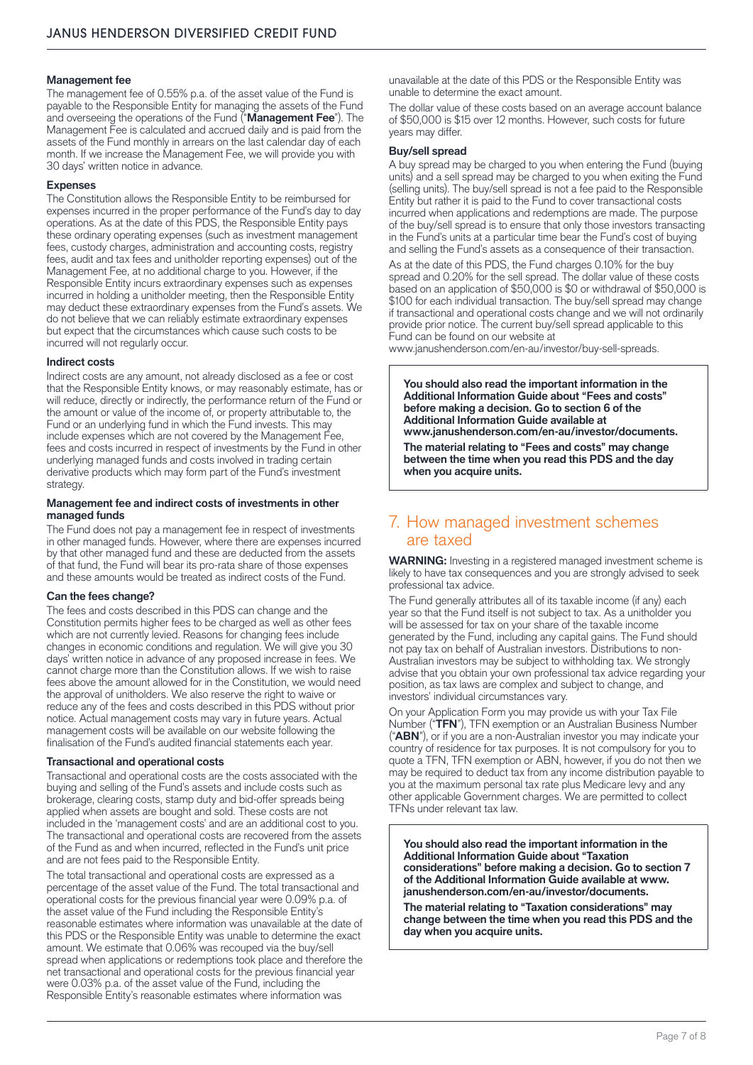### Management fee

The management fee of 0.55% p.a. of the asset value of the Fund is payable to the Responsible Entity for managing the assets of the Fund and overseeing the operations of the Fund ("**Management Fee**"). The Management Fee is calculated and accrued daily and is paid from the assets of the Fund monthly in arrears on the last calendar day of each month. If we increase the Management Fee, we will provide you with 30 days' written notice in advance.

### Expenses

The Constitution allows the Responsible Entity to be reimbursed for expenses incurred in the proper performance of the Fund's day to day operations. As at the date of this PDS, the Responsible Entity pays these ordinary operating expenses (such as investment management fees, custody charges, administration and accounting costs, registry fees, audit and tax fees and unitholder reporting expenses) out of the Management Fee, at no additional charge to you. However, if the Responsible Entity incurs extraordinary expenses such as expenses incurred in holding a unitholder meeting, then the Responsible Entity may deduct these extraordinary expenses from the Fund's assets. We do not believe that we can reliably estimate extraordinary expenses but expect that the circumstances which cause such costs to be incurred will not regularly occur.

### Indirect costs

Indirect costs are any amount, not already disclosed as a fee or cost that the Responsible Entity knows, or may reasonably estimate, has or will reduce, directly or indirectly, the performance return of the Fund or the amount or value of the income of, or property attributable to, the Fund or an underlying fund in which the Fund invests. This may include expenses which are not covered by the Management Fee, fees and costs incurred in respect of investments by the Fund in other underlying managed funds and costs involved in trading certain derivative products which may form part of the Fund's investment strategy.

### Management fee and indirect costs of investments in other managed funds

The Fund does not pay a management fee in respect of investments in other managed funds. However, where there are expenses incurred by that other managed fund and these are deducted from the assets of that fund, the Fund will bear its pro-rata share of those expenses and these amounts would be treated as indirect costs of the Fund.

### Can the fees change?

The fees and costs described in this PDS can change and the Constitution permits higher fees to be charged as well as other fees which are not currently levied. Reasons for changing fees include changes in economic conditions and regulation. We will give you 30 days' written notice in advance of any proposed increase in fees. We cannot charge more than the Constitution allows. If we wish to raise fees above the amount allowed for in the Constitution, we would need the approval of unitholders. We also reserve the right to waive or reduce any of the fees and costs described in this PDS without prior notice. Actual management costs may vary in future years. Actual management costs will be available on our website following the finalisation of the Fund's audited financial statements each year.

### Transactional and operational costs

Transactional and operational costs are the costs associated with the buying and selling of the Fund's assets and include costs such as brokerage, clearing costs, stamp duty and bid-offer spreads being applied when assets are bought and sold. These costs are not included in the 'management costs' and are an additional cost to you. The transactional and operational costs are recovered from the assets of the Fund as and when incurred, reflected in the Fund's unit price and are not fees paid to the Responsible Entity.

The total transactional and operational costs are expressed as a percentage of the asset value of the Fund. The total transactional and operational costs for the previous financial year were 0.09% p.a. of the asset value of the Fund including the Responsible Entity's reasonable estimates where information was unavailable at the date of this PDS or the Responsible Entity was unable to determine the exact amount. We estimate that 0.06% was recouped via the buy/sell spread when applications or redemptions took place and therefore the net transactional and operational costs for the previous financial year were 0.03% p.a. of the asset value of the Fund, including the Responsible Entity's reasonable estimates where information was unavailable at the date of this PDS or the Responsible Entity was unable to determine the exact amount.

The dollar value of these costs based on an average account balance of $50,000 is $15 over 12 months. However, such costs for future years may differ.

### Buy/sell spread

A buy spread may be charged to you when entering the Fund (buying units) and a sell spread may be charged to you when exiting the Fund (selling units). The buy/sell spread is not a fee paid to the Responsible Entity but rather it is paid to the Fund to cover transactional costs incurred when applications and redemptions are made. The purpose of the buy/sell spread is to ensure that only those investors transacting in the Fund's units at a particular time bear the Fund's cost of buying and selling the Fund's assets as a consequence of their transaction.

As at the date of this PDS, the Fund charges 0.10% for the buy spread and 0.20% for the sell spread. The dollar value of these costs based on an application of $50,000 is $0 or withdrawal of $50,000 is $100 for each individual transaction. The buy/sell spread may change if transactional and operational costs change and we will not ordinarily provide prior notice. The current buy/sell spread applicable to this Fund can be found on our website at www.janushenderson.com/en-au/investor/buy-sell-spreads.

**You should also read the important information in the Additional Information Guide about "Fees and costs" before making a decision. Go to section 6 of the Additional Information Guide available at www.janushenderson.com/en-au/investor/documents.**

**The material relating to "Fees and costs" may change between the time when you read this PDS and the day when you acquire units.**

## 7. How managed investment schemes are taxed

**WARNING:** Investing in a registered managed investment scheme is likely to have tax consequences and you are strongly advised to seek professional tax advice.

The Fund generally attributes all of its taxable income (if any) each year so that the Fund itself is not subject to tax. As a unitholder you will be assessed for tax on your share of the taxable income generated by the Fund, including any capital gains. The Fund should not pay tax on behalf of Australian investors. Distributions to non-Australian investors may be subject to withholding tax. We strongly advise that you obtain your own professional tax advice regarding your position, as tax laws are complex and subject to change, and investors' individual circumstances vary.

On your Application Form you may provide us with your Tax File Number ("**TFN**"), TFN exemption or an Australian Business Number ("**ABN**"), or if you are a non-Australian investor you may indicate your country of residence for tax purposes. It is not compulsory for you to quote a TFN, TFN exemption or ABN, however, if you do not then we may be required to deduct tax from any income distribution payable to you at the maximum personal tax rate plus Medicare levy and any other applicable Government charges. We are permitted to collect TFNs under relevant tax law.

**You should also read the important information in the Additional Information Guide about "Taxation considerations" before making a decision. Go to section 7 of the Additional Information Guide available at www.janushenderson.com/en-au/investor/documents.**

**The material relating to "Taxation considerations" may change between the time when you read this PDS and the day when you acquire units.**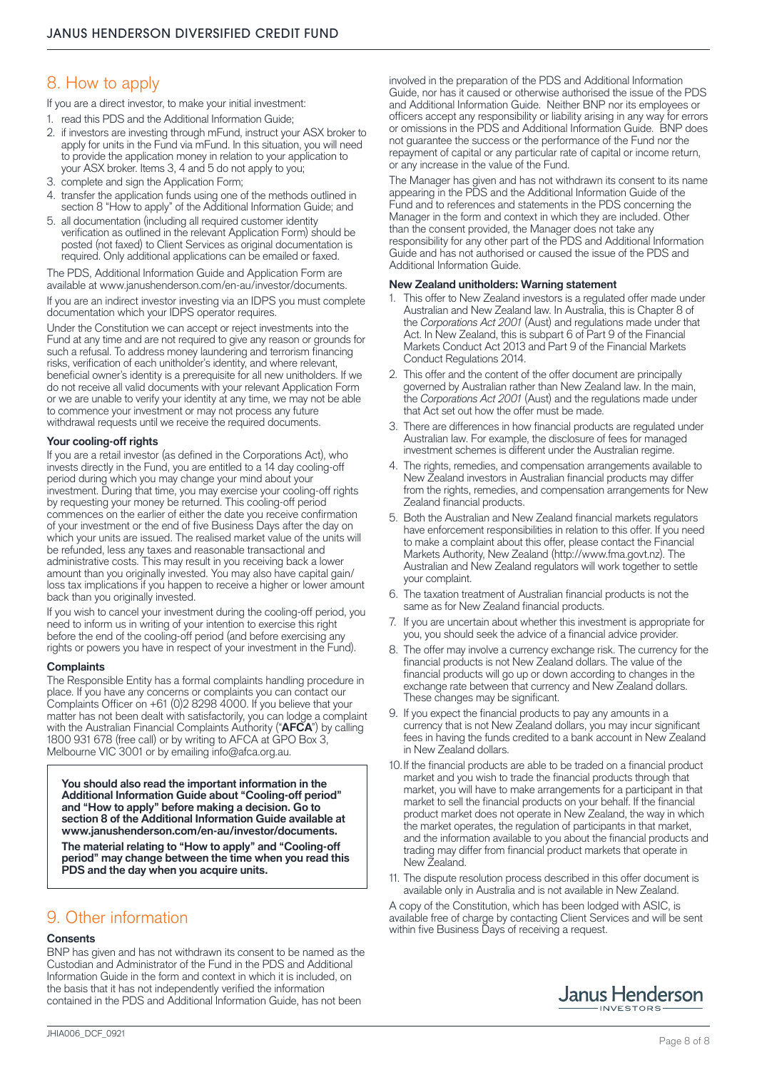## 8. How to apply

If you are a direct investor, to make your initial investment:

1. read this PDS and the Additional Information Guide;
2. if investors are investing through mFund, instruct your ASX broker to apply for units in the Fund via mFund. In this situation, you will need to provide the application money in relation to your application to your ASX broker. Items 3, 4 and 5 do not apply to you;
3. complete and sign the Application Form;
4. transfer the application funds using one of the methods outlined in section 8 "How to apply" of the Additional Information Guide; and
5. all documentation (including all required customer identity verification as outlined in the relevant Application Form) should be posted (not faxed) to Client Services as original documentation is required. Only additional applications can be emailed or faxed.

The PDS, Additional Information Guide and Application Form are available at www.janushenderson.com/en-au/investor/documents.

If you are an indirect investor investing via an IDPS you must complete documentation which your IDPS operator requires.

Under the Constitution we can accept or reject investments into the Fund at any time and are not required to give any reason or grounds for such a refusal. To address money laundering and terrorism financing risks, verification of each unitholder's identity, and where relevant, beneficial owner's identity is a prerequisite for all new unitholders. If we do not receive all valid documents with your relevant Application Form or we are unable to verify your identity at any time, we may not be able to commence your investment or may not process any future withdrawal requests until we receive the required documents.

### Your cooling-off rights

If you are a retail investor (as defined in the Corporations Act), who invests directly in the Fund, you are entitled to a 14 day cooling-off period during which you may change your mind about your investment. During that time, you may exercise your cooling-off rights by requesting your money be returned. This cooling-off period commences on the earlier of either the date you receive confirmation of your investment or the end of five Business Days after the day on which your units are issued. The realised market value of the units will be refunded, less any taxes and reasonable transactional and administrative costs. This may result in you receiving back a lower amount than you originally invested. You may also have capital gain/loss tax implications if you happen to receive a higher or lower amount back than you originally invested.

If you wish to cancel your investment during the cooling-off period, you need to inform us in writing of your intention to exercise this right before the end of the cooling-off period (and before exercising any rights or powers you have in respect of your investment in the Fund).

### Complaints

The Responsible Entity has a formal complaints handling procedure in place. If you have any concerns or complaints you can contact our Complaints Officer on +61 (0)2 8298 4000. If you believe that your matter has not been dealt with satisfactorily, you can lodge a complaint with the Australian Financial Complaints Authority ("**AFCA**") by calling 1800 931 678 (free call) or by writing to AFCA at GPO Box 3, Melbourne VIC 3001 or by emailing info@afca.org.au.

**You should also read the important information in the Additional Information Guide about "Cooling-off period" and "How to apply" before making a decision. Go to section 8 of the Additional Information Guide available at www.janushenderson.com/en-au/investor/documents.**

**The material relating to "How to apply" and "Cooling-off period" may change between the time when you read this PDS and the day when you acquire units.**

## 9. Other information

### Consents

BNP has given and has not withdrawn its consent to be named as the Custodian and Administrator of the Fund in the PDS and Additional Information Guide in the form and context in which it is included, on the basis that it has not independently verified the information contained in the PDS and Additional Information Guide, has not been involved in the preparation of the PDS and Additional Information Guide, nor has it caused or otherwise authorised the issue of the PDS and Additional Information Guide. Neither BNP nor its employees or officers accept any responsibility or liability arising in any way for errors or omissions in the PDS and Additional Information Guide. BNP does not guarantee the success or the performance of the Fund nor the repayment of capital or any particular rate of capital or income return, or any increase in the value of the Fund.

The Manager has given and has not withdrawn its consent to its name appearing in the PDS and the Additional Information Guide of the Fund and to references and statements in the PDS concerning the Manager in the form and context in which they are included. Other than the consent provided, the Manager does not take any responsibility for any other part of the PDS and Additional Information Guide and has not authorised or caused the issue of the PDS and Additional Information Guide.

### New Zealand unitholders: Warning statement

1. This offer to New Zealand investors is a regulated offer made under Australian and New Zealand law. In Australia, this is Chapter 8 of the *Corporations Act 2001* (Aust) and regulations made under that Act. In New Zealand, this is subpart 6 of Part 9 of the Financial Markets Conduct Act 2013 and Part 9 of the Financial Markets Conduct Regulations 2014.
2. This offer and the content of the offer document are principally governed by Australian rather than New Zealand law. In the main, the *Corporations Act 2001* (Aust) and the regulations made under that Act set out how the offer must be made.
3. There are differences in how financial products are regulated under Australian law. For example, the disclosure of fees for managed investment schemes is different under the Australian regime.
4. The rights, remedies, and compensation arrangements available to New Zealand investors in Australian financial products may differ from the rights, remedies, and compensation arrangements for New Zealand financial products.
5. Both the Australian and New Zealand financial markets regulators have enforcement responsibilities in relation to this offer. If you need to make a complaint about this offer, please contact the Financial Markets Authority, New Zealand (http://www.fma.govt.nz). The Australian and New Zealand regulators will work together to settle your complaint.
6. The taxation treatment of Australian financial products is not the same as for New Zealand financial products.
7. If you are uncertain about whether this investment is appropriate for you, you should seek the advice of a financial advice provider.
8. The offer may involve a currency exchange risk. The currency for the financial products is not New Zealand dollars. The value of the financial products will go up or down according to changes in the exchange rate between that currency and New Zealand dollars. These changes may be significant.
9. If you expect the financial products to pay any amounts in a currency that is not New Zealand dollars, you may incur significant fees in having the funds credited to a bank account in New Zealand in New Zealand dollars.
10. If the financial products are able to be traded on a financial product market and you wish to trade the financial products through that market, you will have to make arrangements for a participant in that market to sell the financial products on your behalf. If the financial product market does not operate in New Zealand, the way in which the market operates, the regulation of participants in that market, and the information available to you about the financial products and trading may differ from financial product markets that operate in New Zealand.
11. The dispute resolution process described in this offer document is available only in Australia and is not available in New Zealand.

A copy of the Constitution, which has been lodged with ASIC, is available free of charge by contacting Client Services and will be sent within five Business Days of receiving a request.